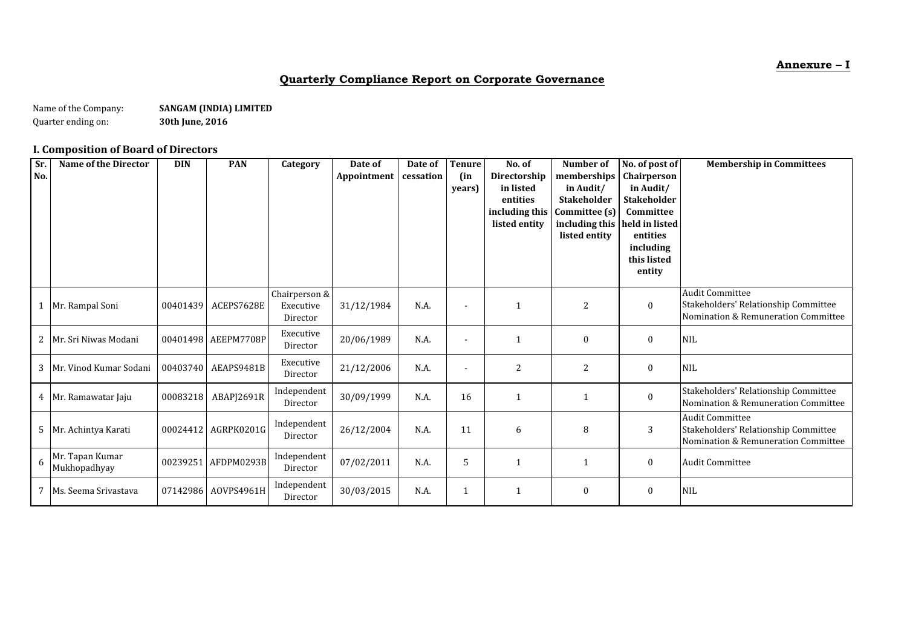**Annexure – I**

## Quarterly Compliance Report on Corporate Governance

Name of the Company: **SANGAM (INDIA) LIMITED**
Quarter ending on: **30th June, 2016**

### I. Composition of Board of Directors

| Sr. No. | Name of the Director | DIN | PAN | Category | Date of Appointment | Date of cessation | Tenure (in years) | No. of Directorship in listed entities including this listed entity | Number of memberships in Audit/ Stakeholder Committee (s) including this listed entity | No. of post of Chairperson in Audit/ Stakeholder Committee held in listed entities including this listed entity | Membership in Committees |
|---|---|---|---|---|---|---|---|---|---|---|---|
| 1 | Mr. Rampal Soni | 00401439 | ACEPS7628E | Chairperson & Executive Director | 31/12/1984 | N.A. | - | 1 | 2 | 0 | Audit Committee<br>Stakeholders' Relationship Committee<br>Nomination & Remuneration Committee |
| 2 | Mr. Sri Niwas Modani | 00401498 | AEEPM7708P | Executive Director | 20/06/1989 | N.A. | - | 1 | 0 | 0 | NIL |
| 3 | Mr. Vinod Kumar Sodani | 00403740 | AEAPS9481B | Executive Director | 21/12/2006 | N.A. | - | 2 | 2 | 0 | NIL |
| 4 | Mr. Ramawatar Jaju | 00083218 | ABAPJ2691R | Independent Director | 30/09/1999 | N.A. | 16 | 1 | 1 | 0 | Stakeholders' Relationship Committee<br>Nomination & Remuneration Committee |
| 5 | Mr. Achintya Karati | 00024412 | AGRPK0201G | Independent Director | 26/12/2004 | N.A. | 11 | 6 | 8 | 3 | Audit Committee<br>Stakeholders' Relationship Committee<br>Nomination & Remuneration Committee |
| 6 | Mr. Tapan Kumar Mukhopadhyay | 00239251 | AFDPM0293B | Independent Director | 07/02/2011 | N.A. | 5 | 1 | 1 | 0 | Audit Committee |
| 7 | Ms. Seema Srivastava | 07142986 | AOVPS4961H | Independent Director | 30/03/2015 | N.A. | 1 | 1 | 0 | 0 | NIL |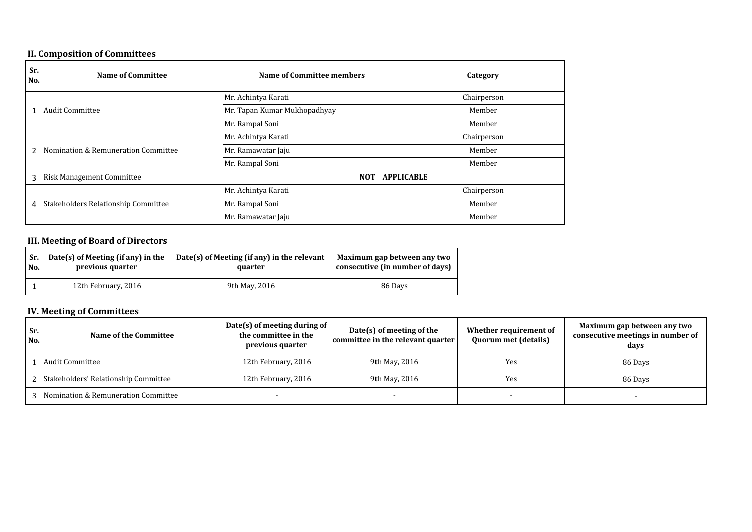## II. Composition of Committees

| Sr. No. | Name of Committee | Name of Committee members | Category |
|---|---|---|---|
| 1 | Audit Committee | Mr. Achintya Karati | Chairperson |
| | | Mr. Tapan Kumar Mukhopadhyay | Member |
| | | Mr. Rampal Soni | Member |
| 2 | Nomination & Remuneration Committee | Mr. Achintya Karati | Chairperson |
| | | Mr. Ramawatar Jaju | Member |
| | | Mr. Rampal Soni | Member |
| 3 | Risk Management Committee | NOT APPLICABLE | |
| 4 | Stakeholders Relationship Committee | Mr. Achintya Karati | Chairperson |
| | | Mr. Rampal Soni | Member |
| | | Mr. Ramawatar Jaju | Member |

## III. Meeting of Board of Directors

| Sr. No. | Date(s) of Meeting (if any) in the previous quarter | Date(s) of Meeting (if any) in the relevant quarter | Maximum gap between any two consecutive (in number of days) |
|---|---|---|---|
| 1 | 12th February, 2016 | 9th May, 2016 | 86 Days |

## IV. Meeting of Committees

| Sr. No. | Name of the Committee | Date(s) of meeting during of the committee in the previous quarter | Date(s) of meeting of the committee in the relevant quarter | Whether requirement of Quorum met (details) | Maximum gap between any two consecutive meetings in number of days |
|---|---|---|---|---|---|
| 1 | Audit Committee | 12th February, 2016 | 9th May, 2016 | Yes | 86 Days |
| 2 | Stakeholders' Relationship Committee | 12th February, 2016 | 9th May, 2016 | Yes | 86 Days |
| 3 | Nomination & Remuneration Committee | - | - | - | - |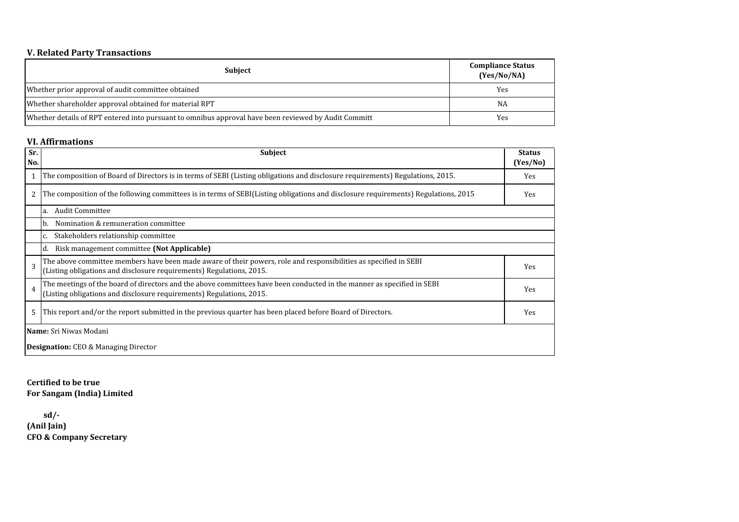### V. Related Party Transactions

| Subject | Compliance Status (Yes/No/NA) |
|---|---|
| Whether prior approval of audit committee obtained | Yes |
| Whether shareholder approval obtained for material RPT | NA |
| Whether details of RPT entered into pursuant to omnibus approval have been reviewed by Audit Committ | Yes |

### VI. Affirmations

| Sr. No. | Subject | Status (Yes/No) |
|---|---|---|
| 1 | The composition of Board of Directors is in terms of SEBI (Listing obligations and disclosure requirements) Regulations, 2015. | Yes |
| 2 | The composition of the following committees is in terms of SEBI(Listing obligations and disclosure requirements) Regulations, 2015 | Yes |
| | a. Audit Committee | |
| | b. Nomination & remuneration committee | |
| | c. Stakeholders relationship committee | |
| | d. Risk management committee **(Not Applicable)** | |
| 3 | The above committee members have been made aware of their powers, role and responsibilities as specified in SEBI (Listing obligations and disclosure requirements) Regulations, 2015. | Yes |
| 4 | The meetings of the board of directors and the above committees have been conducted in the manner as specified in SEBI (Listing obligations and disclosure requirements) Regulations, 2015. | Yes |
| 5 | This report and/or the report submitted in the previous quarter has been placed before Board of Directors. | Yes |

**Name:** Sri Niwas Modani

**Designation:** CEO & Managing Director

**Certified to be true**
**For Sangam (India) Limited**

**sd/-**
**(Anil Jain)**
**CFO & Company Secretary**